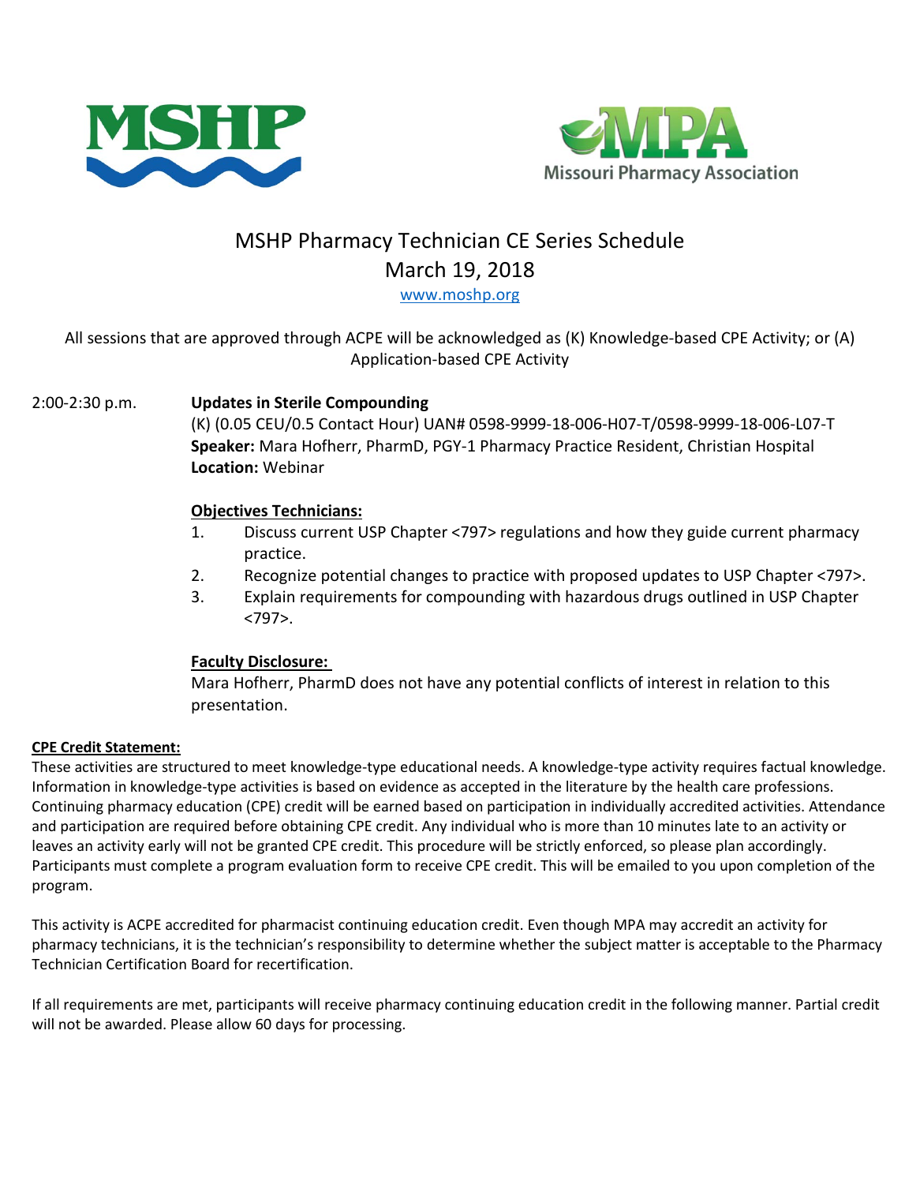MSHP

Missouri Pharmacy Association

# MSHP Pharmacy Technician CE Series Schedule

## March 19, 2018

www.moshp.org

All sessions that are approved through ACPE will be acknowledged as (K) Knowledge-based CPE Activity; or (A) Application-based CPE Activity

2:00-2:30 p.m. **Updates in Sterile Compounding**

(K) (0.05 CEU/0.5 Contact Hour) UAN# 0598-9999-18-006-H07-T/0598-9999-18-006-L07-T

**Speaker:** Mara Hofherr, PharmD, PGY-1 Pharmacy Practice Resident, Christian Hospital

**Location:** Webinar

**Objectives Technicians:**

1. Discuss current USP Chapter <797> regulations and how they guide current pharmacy practice.
2. Recognize potential changes to practice with proposed updates to USP Chapter <797>.
3. Explain requirements for compounding with hazardous drugs outlined in USP Chapter <797>.

**Faculty Disclosure:**

Mara Hofherr, PharmD does not have any potential conflicts of interest in relation to this presentation.

**CPE Credit Statement:**

These activities are structured to meet knowledge-type educational needs. A knowledge-type activity requires factual knowledge. Information in knowledge-type activities is based on evidence as accepted in the literature by the health care professions. Continuing pharmacy education (CPE) credit will be earned based on participation in individually accredited activities. Attendance and participation are required before obtaining CPE credit. Any individual who is more than 10 minutes late to an activity or leaves an activity early will not be granted CPE credit. This procedure will be strictly enforced, so please plan accordingly. Participants must complete a program evaluation form to receive CPE credit. This will be emailed to you upon completion of the program.

This activity is ACPE accredited for pharmacist continuing education credit. Even though MPA may accredit an activity for pharmacy technicians, it is the technician's responsibility to determine whether the subject matter is acceptable to the Pharmacy Technician Certification Board for recertification.

If all requirements are met, participants will receive pharmacy continuing education credit in the following manner. Partial credit will not be awarded. Please allow 60 days for processing.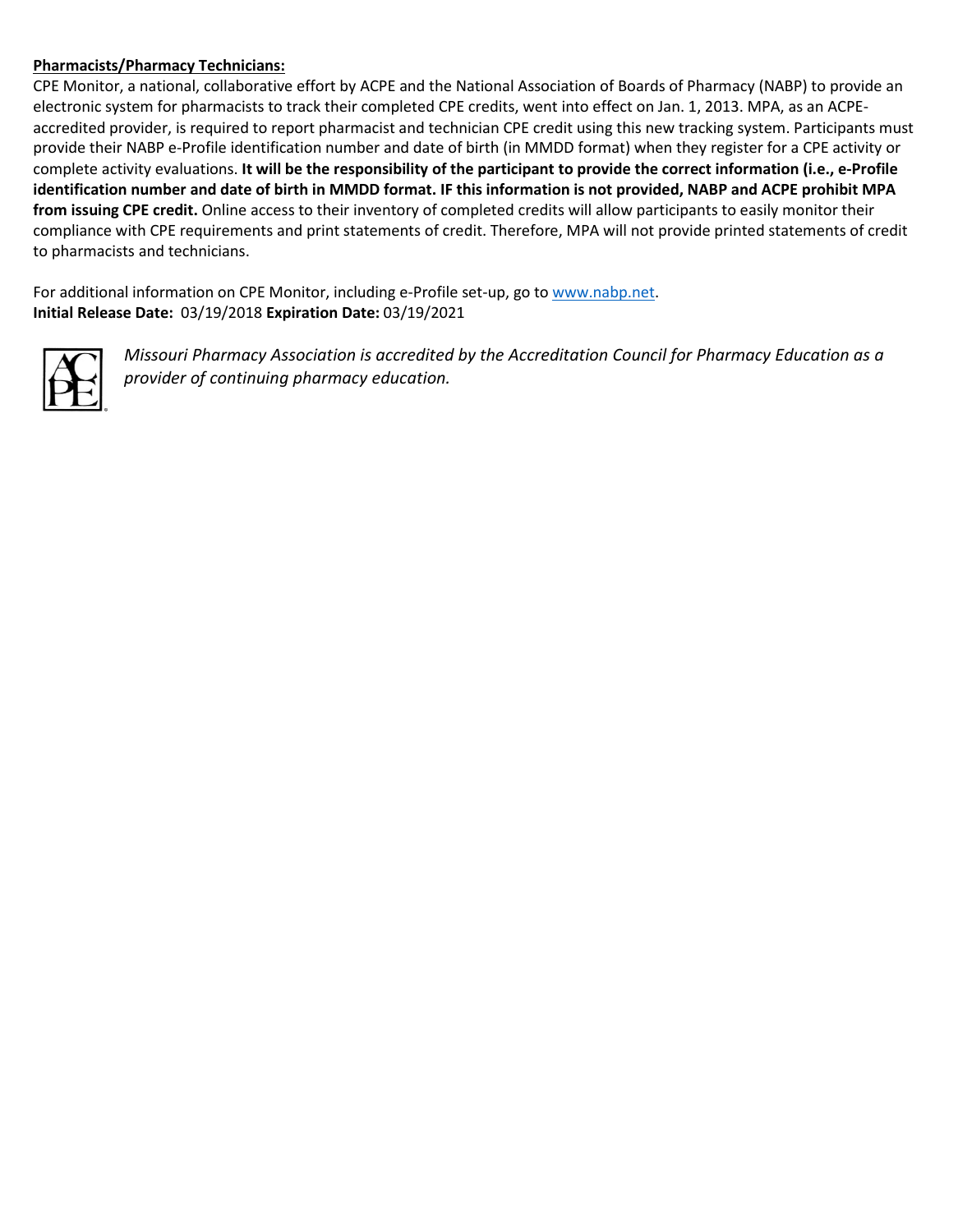**Pharmacists/Pharmacy Technicians:**

CPE Monitor, a national, collaborative effort by ACPE and the National Association of Boards of Pharmacy (NABP) to provide an electronic system for pharmacists to track their completed CPE credits, went into effect on Jan. 1, 2013. MPA, as an ACPE-accredited provider, is required to report pharmacist and technician CPE credit using this new tracking system. Participants must provide their NABP e-Profile identification number and date of birth (in MMDD format) when they register for a CPE activity or complete activity evaluations. **It will be the responsibility of the participant to provide the correct information (i.e., e-Profile identification number and date of birth in MMDD format. IF this information is not provided, NABP and ACPE prohibit MPA from issuing CPE credit.** Online access to their inventory of completed credits will allow participants to easily monitor their compliance with CPE requirements and print statements of credit. Therefore, MPA will not provide printed statements of credit to pharmacists and technicians.

For additional information on CPE Monitor, including e-Profile set-up, go to [www.nabp.net](www.nabp.net).

**Initial Release Date:** 03/19/2018 **Expiration Date:** 03/19/2021

*Missouri Pharmacy Association is accredited by the Accreditation Council for Pharmacy Education as a provider of continuing pharmacy education.*